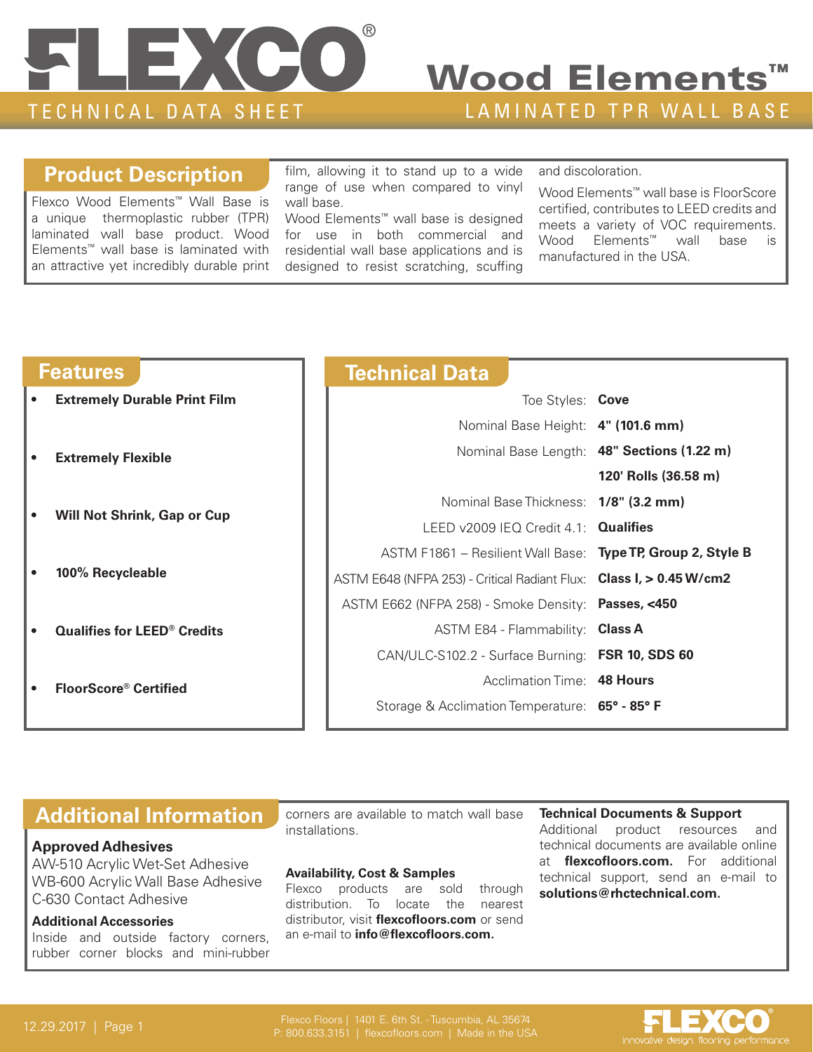# FLEXCO®

# Wood Elements™

TECHNICAL DATA SHEET

LAMINATED TPR WALL BASE

## Product Description

Flexco Wood Elements™ Wall Base is a unique thermoplastic rubber (TPR) laminated wall base product. Wood Elements™ wall base is laminated with an attractive yet incredibly durable print film, allowing it to stand up to a wide range of use when compared to vinyl wall base.

Wood Elements™ wall base is designed for use in both commercial and residential wall base applications and is designed to resist scratching, scuffing and discoloration.

Wood Elements™ wall base is FloorScore certified, contributes to LEED credits and meets a variety of VOC requirements. Wood Elements™ wall base is manufactured in the USA.

## Features

- **Extremely Durable Print Film**
- **Extremely Flexible**
- **Will Not Shrink, Gap or Cup**
- **100% Recycleable**
- **Qualifies for LEED® Credits**
- **FloorScore® Certified**

## Technical Data

| Property | Value |
|---|---|
| Toe Styles: | **Cove** |
| Nominal Base Height: | **4" (101.6 mm)** |
| Nominal Base Length: | **48" Sections (1.22 m)** |
| | **120' Rolls (36.58 m)** |
| Nominal Base Thickness: | **1/8" (3.2 mm)** |
| LEED v2009 IEQ Credit 4.1: | **Qualifies** |
| ASTM F1861 – Resilient Wall Base: | **Type TP, Group 2, Style B** |
| ASTM E648 (NFPA 253) - Critical Radiant Flux: | **Class I, > 0.45 W/cm2** |
| ASTM E662 (NFPA 258) - Smoke Density: | **Passes, <450** |
| ASTM E84 - Flammability: | **Class A** |
| CAN/ULC-S102.2 - Surface Burning: | **FSR 10, SDS 60** |
| Acclimation Time: | **48 Hours** |
| Storage & Acclimation Temperature: | **65° - 85° F** |

## Additional Information

### Approved Adhesives

AW-510 Acrylic Wet-Set Adhesive
WB-600 Acrylic Wall Base Adhesive
C-630 Contact Adhesive

### Additional Accessories

Inside and outside factory corners, rubber corner blocks and mini-rubber corners are available to match wall base installations.

### Availability, Cost & Samples

Flexco products are sold through distribution. To locate the nearest distributor, visit **flexcofloors.com** or send an e-mail to **info@flexcofloors.com.**

### Technical Documents & Support

Additional product resources and technical documents are available online at **flexcofloors.com.** For additional technical support, send an e-mail to **solutions@rhctechnical.com.**

12.29.2017

Flexco Floors | 1401 E. 6th St. - Tuscumbia, AL 35674
P: 800.633.3151 | flexcofloors.com | Made in the USA

FLEXCO® innovative design. flooring performance.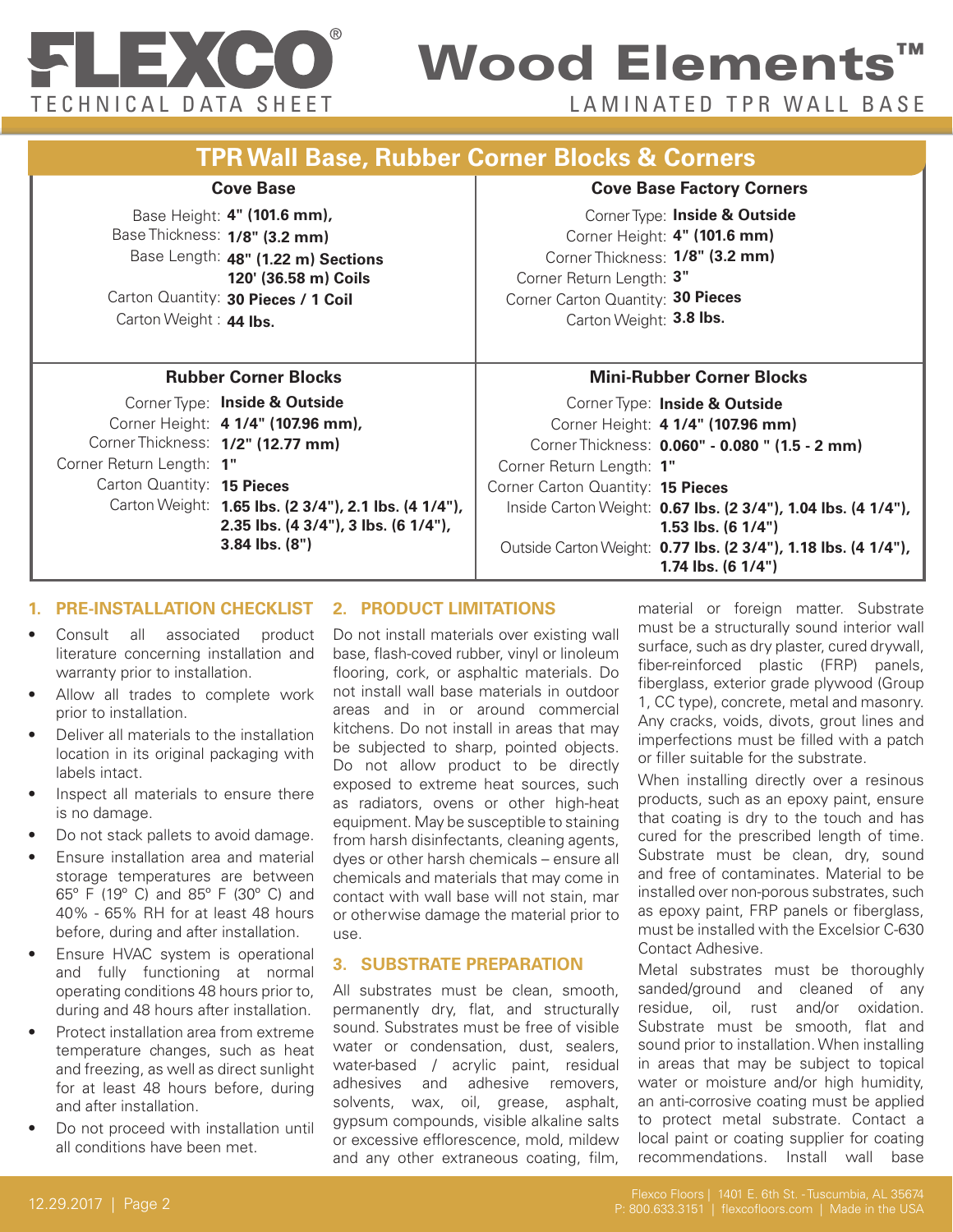# FLEXCO® TECHNICAL DATA SHEET

# Wood Elements™ LAMINATED TPR WALL BASE

## TPR Wall Base, Rubber Corner Blocks & Corners

### Cove Base

Base Height: **4" (101.6 mm),**
Base Thickness: **1/8" (3.2 mm)**
Base Length: **48" (1.22 m) Sections**
**120' (36.58 m) Coils**
Carton Quantity: **30 Pieces / 1 Coil**
Carton Weight : **44 lbs.**

### Cove Base Factory Corners

Corner Type: **Inside & Outside**
Corner Height: **4" (101.6 mm)**
Corner Thickness: **1/8" (3.2 mm)**
Corner Return Length: **3"**
Corner Carton Quantity: **30 Pieces**
Carton Weight: **3.8 lbs.**

### Rubber Corner Blocks

Corner Type: **Inside & Outside**
Corner Height: **4 1/4" (107.96 mm),**
Corner Thickness: **1/2" (12.77 mm)**
Corner Return Length: **1"**
Carton Quantity: **15 Pieces**
Carton Weight: **1.65 lbs. (2 3/4"), 2.1 lbs. (4 1/4"), 2.35 lbs. (4 3/4"), 3 lbs. (6 1/4"), 3.84 lbs. (8")**

### Mini-Rubber Corner Blocks

Corner Type: **Inside & Outside**
Corner Height: **4 1/4" (107.96 mm)**
Corner Thickness: **0.060" - 0.080 " (1.5 - 2 mm)**
Corner Return Length: **1"**
Corner Carton Quantity: **15 Pieces**
Inside Carton Weight: **0.67 lbs. (2 3/4"), 1.04 lbs. (4 1/4"), 1.53 lbs. (6 1/4")**
Outside Carton Weight: **0.77 lbs. (2 3/4"), 1.18 lbs. (4 1/4"), 1.74 lbs. (6 1/4")**

## 1. PRE-INSTALLATION CHECKLIST

- Consult all associated product literature concerning installation and warranty prior to installation.
- Allow all trades to complete work prior to installation.
- Deliver all materials to the installation location in its original packaging with labels intact.
- Inspect all materials to ensure there is no damage.
- Do not stack pallets to avoid damage.
- Ensure installation area and material storage temperatures are between 65° F (19° C) and 85° F (30° C) and 40% - 65% RH for at least 48 hours before, during and after installation.
- Ensure HVAC system is operational and fully functioning at normal operating conditions 48 hours prior to, during and 48 hours after installation.
- Protect installation area from extreme temperature changes, such as heat and freezing, as well as direct sunlight for at least 48 hours before, during and after installation.
- Do not proceed with installation until all conditions have been met.

## 2. PRODUCT LIMITATIONS

Do not install materials over existing wall base, flash-coved rubber, vinyl or linoleum flooring, cork, or asphaltic materials. Do not install wall base materials in outdoor areas and in or around commercial kitchens. Do not install in areas that may be subjected to sharp, pointed objects. Do not allow product to be directly exposed to extreme heat sources, such as radiators, ovens or other high-heat equipment. May be susceptible to staining from harsh disinfectants, cleaning agents, dyes or other harsh chemicals – ensure all chemicals and materials that may come in contact with wall base will not stain, mar or otherwise damage the material prior to use.

## 3. SUBSTRATE PREPARATION

All substrates must be clean, smooth, permanently dry, flat, and structurally sound. Substrates must be free of visible water or condensation, dust, sealers, water-based / acrylic paint, residual adhesives and adhesive removers, solvents, wax, oil, grease, asphalt, gypsum compounds, visible alkaline salts or excessive efflorescence, mold, mildew and any other extraneous coating, film, material or foreign matter. Substrate must be a structurally sound interior wall surface, such as dry plaster, cured drywall, fiber-reinforced plastic (FRP) panels, fiberglass, exterior grade plywood (Group 1, CC type), concrete, metal and masonry. Any cracks, voids, divots, grout lines and imperfections must be filled with a patch or filler suitable for the substrate.

When installing directly over a resinous products, such as an epoxy paint, ensure that coating is dry to the touch and has cured for the prescribed length of time. Substrate must be clean, dry, sound and free of contaminates. Material to be installed over non-porous substrates, such as epoxy paint, FRP panels or fiberglass, must be installed with the Excelsior C-630 Contact Adhesive.

Metal substrates must be thoroughly sanded/ground and cleaned of any residue, oil, rust and/or oxidation. Substrate must be smooth, flat and sound prior to installation. When installing in areas that may be subject to topical water or moisture and/or high humidity, an anti-corrosive coating must be applied to protect metal substrate. Contact a local paint or coating supplier for coating recommendations. Install wall base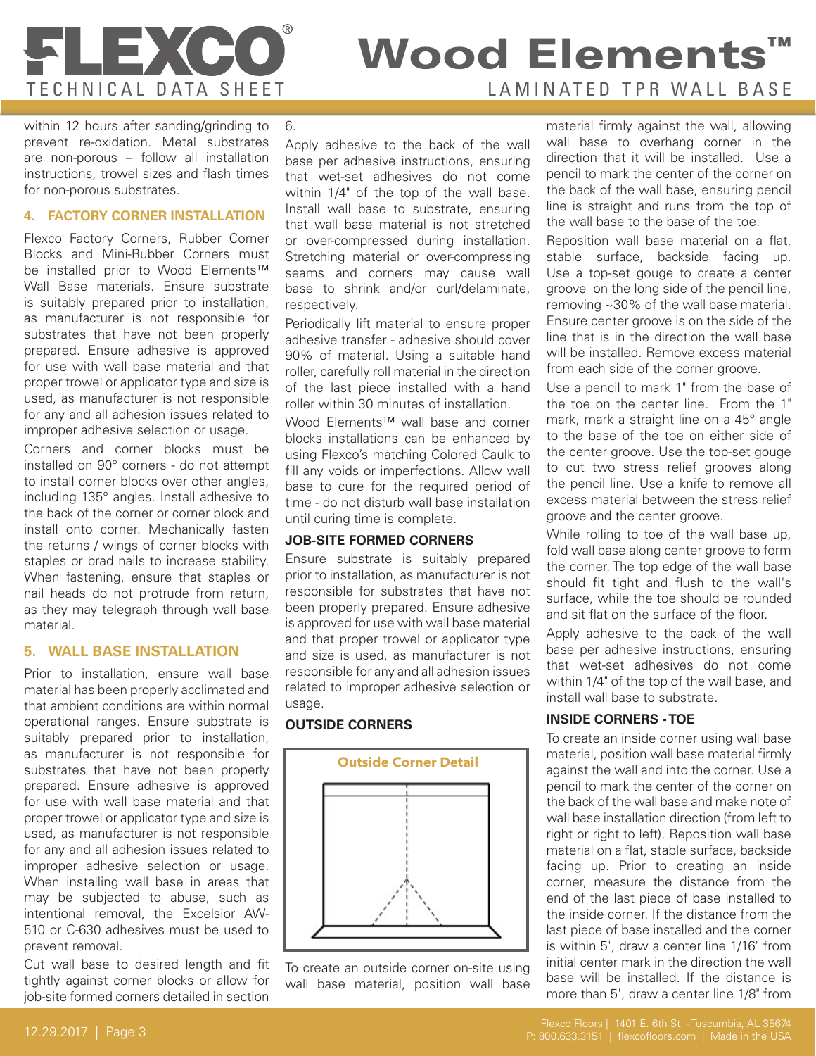within 12 hours after sanding/grinding to prevent re-oxidation. Metal substrates are non-porous – follow all installation instructions, trowel sizes and flash times for non-porous substrates.

### 4. FACTORY CORNER INSTALLATION

Flexco Factory Corners, Rubber Corner Blocks and Mini-Rubber Corners must be installed prior to Wood Elements™ Wall Base materials. Ensure substrate is suitably prepared prior to installation, as manufacturer is not responsible for substrates that have not been properly prepared. Ensure adhesive is approved for use with wall base material and that proper trowel or applicator type and size is used, as manufacturer is not responsible for any and all adhesion issues related to improper adhesive selection or usage.

Corners and corner blocks must be installed on 90° corners - do not attempt to install corner blocks over other angles, including 135° angles. Install adhesive to the back of the corner or corner block and install onto corner. Mechanically fasten the returns / wings of corner blocks with staples or brad nails to increase stability. When fastening, ensure that staples or nail heads do not protrude from return, as they may telegraph through wall base material.

### 5. WALL BASE INSTALLATION

Prior to installation, ensure wall base material has been properly acclimated and that ambient conditions are within normal operational ranges. Ensure substrate is suitably prepared prior to installation, as manufacturer is not responsible for substrates that have not been properly prepared. Ensure adhesive is approved for use with wall base material and that proper trowel or applicator type and size is used, as manufacturer is not responsible for any and all adhesion issues related to improper adhesive selection or usage. When installing wall base in areas that may be subjected to abuse, such as intentional removal, the Excelsior AW-510 or C-630 adhesives must be used to prevent removal.

Cut wall base to desired length and fit tightly against corner blocks or allow for job-site formed corners detailed in section 6.

Apply adhesive to the back of the wall base per adhesive instructions, ensuring that wet-set adhesives do not come within 1/4" of the top of the wall base. Install wall base to substrate, ensuring that wall base material is not stretched or over-compressed during installation. Stretching material or over-compressing seams and corners may cause wall base to shrink and/or curl/delaminate, respectively.

Periodically lift material to ensure proper adhesive transfer - adhesive should cover 90% of material. Using a suitable hand roller, carefully roll material in the direction of the last piece installed with a hand roller within 30 minutes of installation.

Wood Elements™ wall base and corner blocks installations can be enhanced by using Flexco's matching Colored Caulk to fill any voids or imperfections. Allow wall base to cure for the required period of time - do not disturb wall base installation until curing time is complete.

#### JOB-SITE FORMED CORNERS

Ensure substrate is suitably prepared prior to installation, as manufacturer is not responsible for substrates that have not been properly prepared. Ensure adhesive is approved for use with wall base material and that proper trowel or applicator type and size is used, as manufacturer is not responsible for any and all adhesion issues related to improper adhesive selection or usage.

#### OUTSIDE CORNERS

Outside Corner Detail

To create an outside corner on-site using wall base material, position wall base material firmly against the wall, allowing wall base to overhang corner in the direction that it will be installed. Use a pencil to mark the center of the corner on the back of the wall base, ensuring pencil line is straight and runs from the top of the wall base to the base of the toe.

Reposition wall base material on a flat, stable surface, backside facing up. Use a top-set gouge to create a center groove on the long side of the pencil line, removing ~30% of the wall base material. Ensure center groove is on the side of the line that is in the direction the wall base will be installed. Remove excess material from each side of the corner groove.

Use a pencil to mark 1" from the base of the toe on the center line. From the 1" mark, mark a straight line on a 45° angle to the base of the toe on either side of the center groove. Use the top-set gouge to cut two stress relief grooves along the pencil line. Use a knife to remove all excess material between the stress relief groove and the center groove.

While rolling to toe of the wall base up, fold wall base along center groove to form the corner. The top edge of the wall base should fit tight and flush to the wall's surface, while the toe should be rounded and sit flat on the surface of the floor.

Apply adhesive to the back of the wall base per adhesive instructions, ensuring that wet-set adhesives do not come within 1/4" of the top of the wall base, and install wall base to substrate.

#### INSIDE CORNERS - TOE

To create an inside corner using wall base material, position wall base material firmly against the wall and into the corner. Use a pencil to mark the center of the corner on the back of the wall base and make note of wall base installation direction (from left to right or right to left). Reposition wall base material on a flat, stable surface, backside facing up. Prior to creating an inside corner, measure the distance from the end of the last piece of base installed to the inside corner. If the distance from the last piece of base installed and the corner is within 5', draw a center line 1/16" from initial center mark in the direction the wall base will be installed. If the distance is more than 5', draw a center line 1/8" from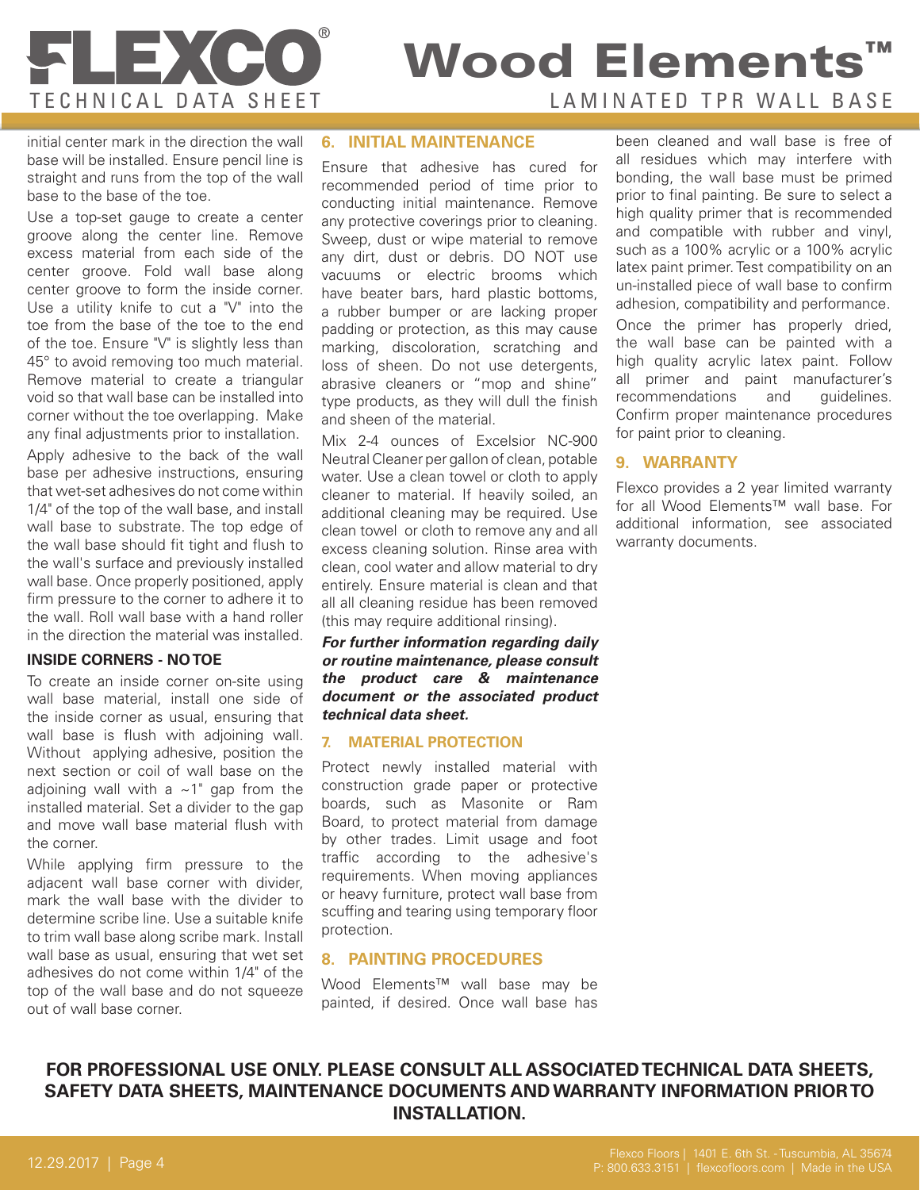initial center mark in the direction the wall base will be installed. Ensure pencil line is straight and runs from the top of the wall base to the base of the toe.

Use a top-set gauge to create a center groove along the center line. Remove excess material from each side of the center groove. Fold wall base along center groove to form the inside corner. Use a utility knife to cut a "V" into the toe from the base of the toe to the end of the toe. Ensure "V" is slightly less than 45° to avoid removing too much material. Remove material to create a triangular void so that wall base can be installed into corner without the toe overlapping. Make any final adjustments prior to installation.

Apply adhesive to the back of the wall base per adhesive instructions, ensuring that wet-set adhesives do not come within 1/4" of the top of the wall base, and install wall base to substrate. The top edge of the wall base should fit tight and flush to the wall's surface and previously installed wall base. Once properly positioned, apply firm pressure to the corner to adhere it to the wall. Roll wall base with a hand roller in the direction the material was installed.

**INSIDE CORNERS - NO TOE**

To create an inside corner on-site using wall base material, install one side of the inside corner as usual, ensuring that wall base is flush with adjoining wall. Without applying adhesive, position the next section or coil of wall base on the adjoining wall with a ~1" gap from the installed material. Set a divider to the gap and move wall base material flush with the corner.

While applying firm pressure to the adjacent wall base corner with divider, mark the wall base with the divider to determine scribe line. Use a suitable knife to trim wall base along scribe mark. Install wall base as usual, ensuring that wet set adhesives do not come within 1/4" of the top of the wall base and do not squeeze out of wall base corner.

## 6. INITIAL MAINTENANCE

Ensure that adhesive has cured for recommended period of time prior to conducting initial maintenance. Remove any protective coverings prior to cleaning. Sweep, dust or wipe material to remove any dirt, dust or debris. DO NOT use vacuums or electric brooms which have beater bars, hard plastic bottoms, a rubber bumper or are lacking proper padding or protection, as this may cause marking, discoloration, scratching and loss of sheen. Do not use detergents, abrasive cleaners or "mop and shine" type products, as they will dull the finish and sheen of the material.

Mix 2-4 ounces of Excelsior NC-900 Neutral Cleaner per gallon of clean, potable water. Use a clean towel or cloth to apply cleaner to material. If heavily soiled, an additional cleaning may be required. Use clean towel or cloth to remove any and all excess cleaning solution. Rinse area with clean, cool water and allow material to dry entirely. Ensure material is clean and that all all cleaning residue has been removed (this may require additional rinsing).

***For further information regarding daily or routine maintenance, please consult the product care & maintenance document or the associated product technical data sheet.***

## 7. MATERIAL PROTECTION

Protect newly installed material with construction grade paper or protective boards, such as Masonite or Ram Board, to protect material from damage by other trades. Limit usage and foot traffic according to the adhesive's requirements. When moving appliances or heavy furniture, protect wall base from scuffing and tearing using temporary floor protection.

## 8. PAINTING PROCEDURES

Wood Elements™ wall base may be painted, if desired. Once wall base has been cleaned and wall base is free of all residues which may interfere with bonding, the wall base must be primed prior to final painting. Be sure to select a high quality primer that is recommended and compatible with rubber and vinyl, such as a 100% acrylic or a 100% acrylic latex paint primer. Test compatibility on an un-installed piece of wall base to confirm adhesion, compatibility and performance.

Once the primer has properly dried, the wall base can be painted with a high quality acrylic latex paint. Follow all primer and paint manufacturer's recommendations and guidelines. Confirm proper maintenance procedures for paint prior to cleaning.

## 9. WARRANTY

Flexco provides a 2 year limited warranty for all Wood Elements™ wall base. For additional information, see associated warranty documents.

**FOR PROFESSIONAL USE ONLY. PLEASE CONSULT ALL ASSOCIATED TECHNICAL DATA SHEETS, SAFETY DATA SHEETS, MAINTENANCE DOCUMENTS AND WARRANTY INFORMATION PRIOR TO INSTALLATION.**